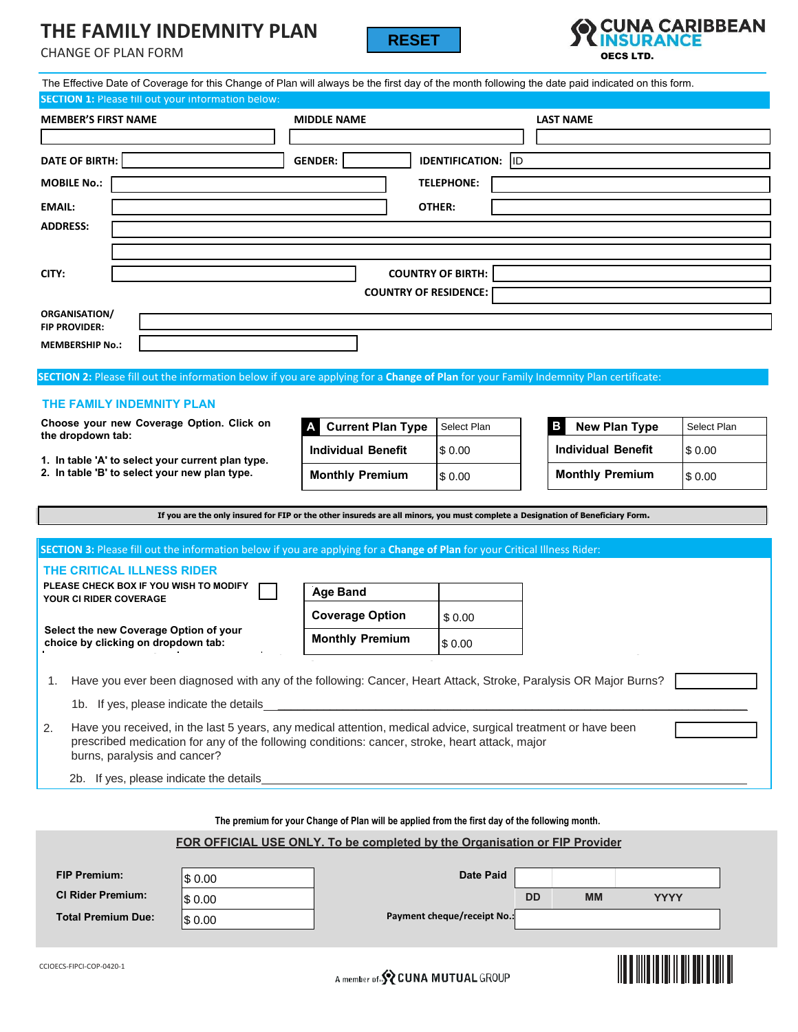# THE FAMILY INDEMNITY PLAN

CHANGE OF PLAN FORM

RESET

CUNA CARIBBEAN INSURANCE OECS LTD.

The Effective Date of Coverage for this Change of Plan will always be the first day of the month following the date paid indicated on this form.

**SECTION 1:** Please fill out your information below:

| MEMBER'S FIRST NAME | MIDDLE NAME | LAST NAME |
|---|---|---|
| | | |

**DATE OF BIRTH:** ______ **GENDER:** ______ **IDENTIFICATION:** ID

**MOBILE No.:** ______ **TELEPHONE:** ______

**EMAIL:** ______ **OTHER:** ______

**ADDRESS:** ______

**CITY:** ______ **COUNTRY OF BIRTH:** ______

**COUNTRY OF RESIDENCE:** ______

**ORGANISATION/ FIP PROVIDER:** ______

**MEMBERSHIP No.:** ______

**SECTION 2:** Please fill out the information below if you are applying for a **Change of Plan** for your Family Indemnity Plan certificate:

## THE FAMILY INDEMNITY PLAN

**Choose your new Coverage Option. Click on the dropdown tab:**

1. **In table 'A' to select your current plan type.**
2. **In table 'B' to select your new plan type.**

| A | Current Plan Type | Select Plan |
|---|---|---|
| | Individual Benefit | $ 0.00 |
| | Monthly Premium | $ 0.00 |

| B | New Plan Type | Select Plan |
|---|---|---|
| | Individual Benefit | $ 0.00 |
| | Monthly Premium | $ 0.00 |

**If you are the only insured for FIP or the other insureds are all minors, you must complete a Designation of Beneficiary Form.**

**SECTION 3:** Please fill out the information below if you are applying for a **Change of Plan** for your Critical Illness Rider:

## THE CRITICAL ILLNESS RIDER

**PLEASE CHECK BOX IF YOU WISH TO MODIFY YOUR CI RIDER COVERAGE** ☐

**Select the new Coverage Option of your choice by clicking on dropdown tab:**

| Age Band | |
|---|---|
| Coverage Option | $ 0.00 |
| Monthly Premium | $ 0.00 |

1. Have you ever been diagnosed with any of the following: Cancer, Heart Attack, Stroke, Paralysis OR Major Burns? ______

   1b. If yes, please indicate the details ______

2. Have you received, in the last 5 years, any medical attention, medical advice, surgical treatment or have been prescribed medication for any of the following conditions: cancer, stroke, heart attack, major burns, paralysis and cancer? ______

   2b. If yes, please indicate the details ______

**The premium for your Change of Plan will be applied from the first day of the following month.**

**FOR OFFICIAL USE ONLY. To be completed by the Organisation or FIP Provider**

| | |
|---|---|
| **FIP Premium:** | $ 0.00 |
| **CI Rider Premium:** | $ 0.00 |
| **Total Premium Due:** | $ 0.00 |

**Date Paid** ______ (DD / MM / YYYY)

**Payment cheque/receipt No.:** ______

CCIOECS-FIPCI-COP-0420-1

A member of CUNA MUTUAL GROUP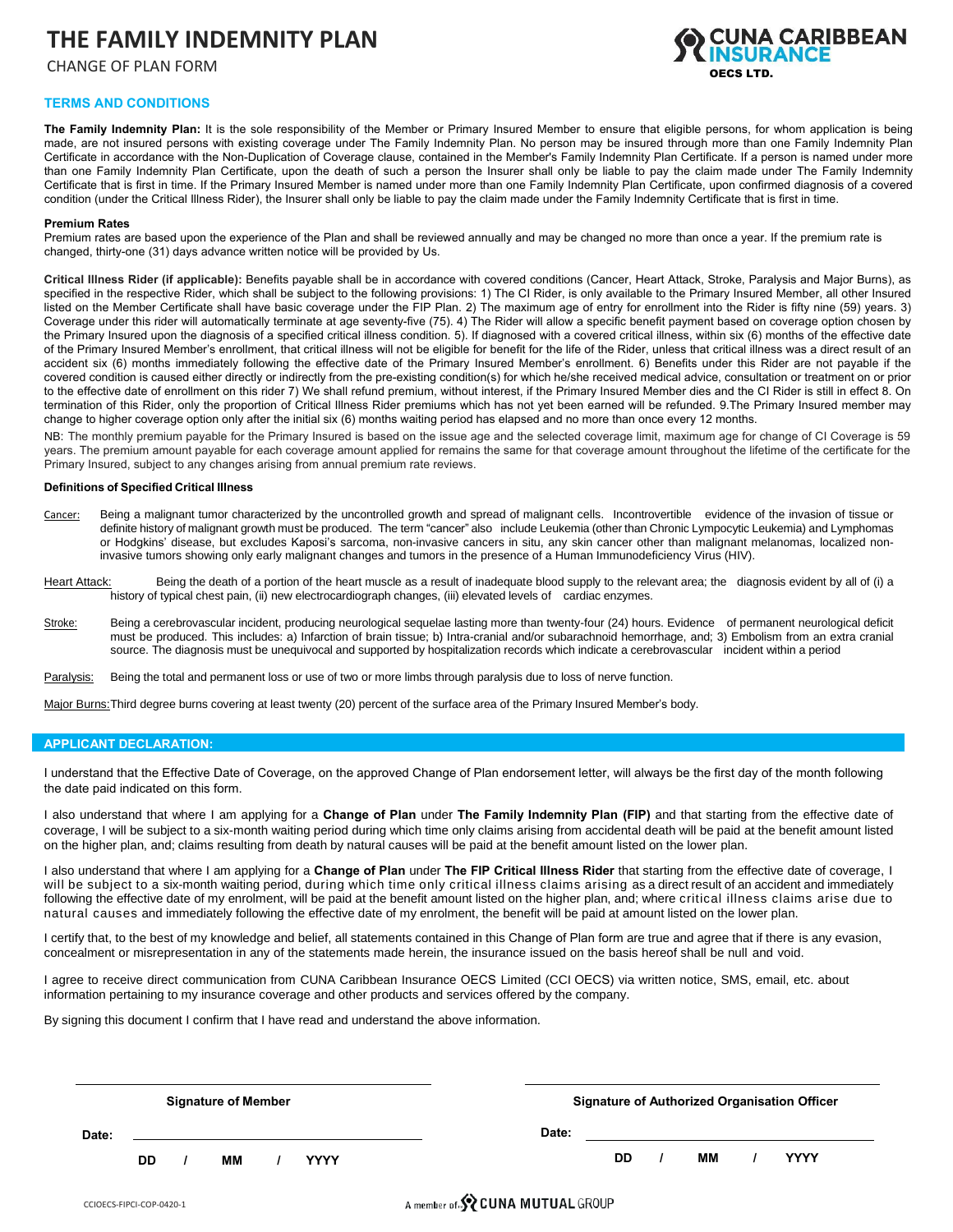# THE FAMILY INDEMNITY PLAN

CHANGE OF PLAN FORM

CUNA CARIBBEAN INSURANCE OECS LTD.

## TERMS AND CONDITIONS

**The Family Indemnity Plan:** It is the sole responsibility of the Member or Primary Insured Member to ensure that eligible persons, for whom application is being made, are not insured persons with existing coverage under The Family Indemnity Plan. No person may be insured through more than one Family Indemnity Plan Certificate in accordance with the Non-Duplication of Coverage clause, contained in the Member's Family Indemnity Plan Certificate. If a person is named under more than one Family Indemnity Plan Certificate, upon the death of such a person the Insurer shall only be liable to pay the claim made under The Family Indemnity Certificate that is first in time. If the Primary Insured Member is named under more than one Family Indemnity Plan Certificate, upon confirmed diagnosis of a covered condition (under the Critical Illness Rider), the Insurer shall only be liable to pay the claim made under the Family Indemnity Certificate that is first in time.

**Premium Rates**

Premium rates are based upon the experience of the Plan and shall be reviewed annually and may be changed no more than once a year. If the premium rate is changed, thirty-one (31) days advance written notice will be provided by Us.

**Critical Illness Rider (if applicable):** Benefits payable shall be in accordance with covered conditions (Cancer, Heart Attack, Stroke, Paralysis and Major Burns), as specified in the respective Rider, which shall be subject to the following provisions: 1) The CI Rider, is only available to the Primary Insured Member, all other Insured listed on the Member Certificate shall have basic coverage under the FIP Plan. 2) The maximum age of entry for enrollment into the Rider is fifty nine (59) years. 3) Coverage under this rider will automatically terminate at age seventy-five (75). 4) The Rider will allow a specific benefit payment based on coverage option chosen by the Primary Insured upon the diagnosis of a specified critical illness condition. 5). If diagnosed with a covered critical illness, within six (6) months of the effective date of the Primary Insured Member's enrollment, that critical illness will not be eligible for benefit for the life of the Rider, unless that critical illness was a direct result of an accident six (6) months immediately following the effective date of the Primary Insured Member's enrollment. 6) Benefits under this Rider are not payable if the covered condition is caused either directly or indirectly from the pre-existing condition(s) for which he/she received medical advice, consultation or treatment on or prior to the effective date of enrollment on this rider 7) We shall refund premium, without interest, if the Primary Insured Member dies and the CI Rider is still in effect 8. On termination of this Rider, only the proportion of Critical Illness Rider premiums which has not yet been earned will be refunded. 9.The Primary Insured member may change to higher coverage option only after the initial six (6) months waiting period has elapsed and no more than once every 12 months.

NB: The monthly premium payable for the Primary Insured is based on the issue age and the selected coverage limit, maximum age for change of CI Coverage is 59 years. The premium amount payable for each coverage amount applied for remains the same for that coverage amount throughout the lifetime of the certificate for the Primary Insured, subject to any changes arising from annual premium rate reviews.

**Definitions of Specified Critical Illness**

Cancer: Being a malignant tumor characterized by the uncontrolled growth and spread of malignant cells. Incontrovertible evidence of the invasion of tissue or definite history of malignant growth must be produced. The term "cancer" also include Leukemia (other than Chronic Lympocytic Leukemia) and Lymphomas or Hodgkins' disease, but excludes Kaposi's sarcoma, non-invasive cancers in situ, any skin cancer other than malignant melanomas, localized non-invasive tumors showing only early malignant changes and tumors in the presence of a Human Immunodeficiency Virus (HIV).

Heart Attack: Being the death of a portion of the heart muscle as a result of inadequate blood supply to the relevant area; the diagnosis evident by all of (i) a history of typical chest pain, (ii) new electrocardiograph changes, (iii) elevated levels of cardiac enzymes.

Stroke: Being a cerebrovascular incident, producing neurological sequelae lasting more than twenty-four (24) hours. Evidence of permanent neurological deficit must be produced. This includes: a) Infarction of brain tissue; b) Intra-cranial and/or subarachnoid hemorrhage, and; 3) Embolism from an extra cranial source. The diagnosis must be unequivocal and supported by hospitalization records which indicate a cerebrovascular incident within a period

Paralysis: Being the total and permanent loss or use of two or more limbs through paralysis due to loss of nerve function.

Major Burns: Third degree burns covering at least twenty (20) percent of the surface area of the Primary Insured Member's body.

## APPLICANT DECLARATION:

I understand that the Effective Date of Coverage, on the approved Change of Plan endorsement letter, will always be the first day of the month following the date paid indicated on this form.

I also understand that where I am applying for a **Change of Plan** under **The Family Indemnity Plan (FIP)** and that starting from the effective date of coverage, I will be subject to a six-month waiting period during which time only claims arising from accidental death will be paid at the benefit amount listed on the higher plan, and; claims resulting from death by natural causes will be paid at the benefit amount listed on the lower plan.

I also understand that where I am applying for a **Change of Plan** under **The FIP Critical Illness Rider** that starting from the effective date of coverage, I will be subject to a six-month waiting period, during which time only critical illness claims arising as a direct result of an accident and immediately following the effective date of my enrolment, will be paid at the benefit amount listed on the higher plan, and; where critical illness claims arise due to natural causes and immediately following the effective date of my enrolment, the benefit will be paid at amount listed on the lower plan.

I certify that, to the best of my knowledge and belief, all statements contained in this Change of Plan form are true and agree that if there is any evasion, concealment or misrepresentation in any of the statements made herein, the insurance issued on the basis hereof shall be null and void.

I agree to receive direct communication from CUNA Caribbean Insurance OECS Limited (CCI OECS) via written notice, SMS, email, etc. about information pertaining to my insurance coverage and other products and services offered by the company.

By signing this document I confirm that I have read and understand the above information.

| | |
|---|---|
| ______________________ | ______________________ |
| **Signature of Member** | **Signature of Authorized Organisation Officer** |
| **Date:** ______________ | **Date:** ______________ |
| **DD / MM / YYYY** | **DD / MM / YYYY** |

CCIOECS-FIPCI-COP-0420-1

A member of CUNA MUTUAL GROUP